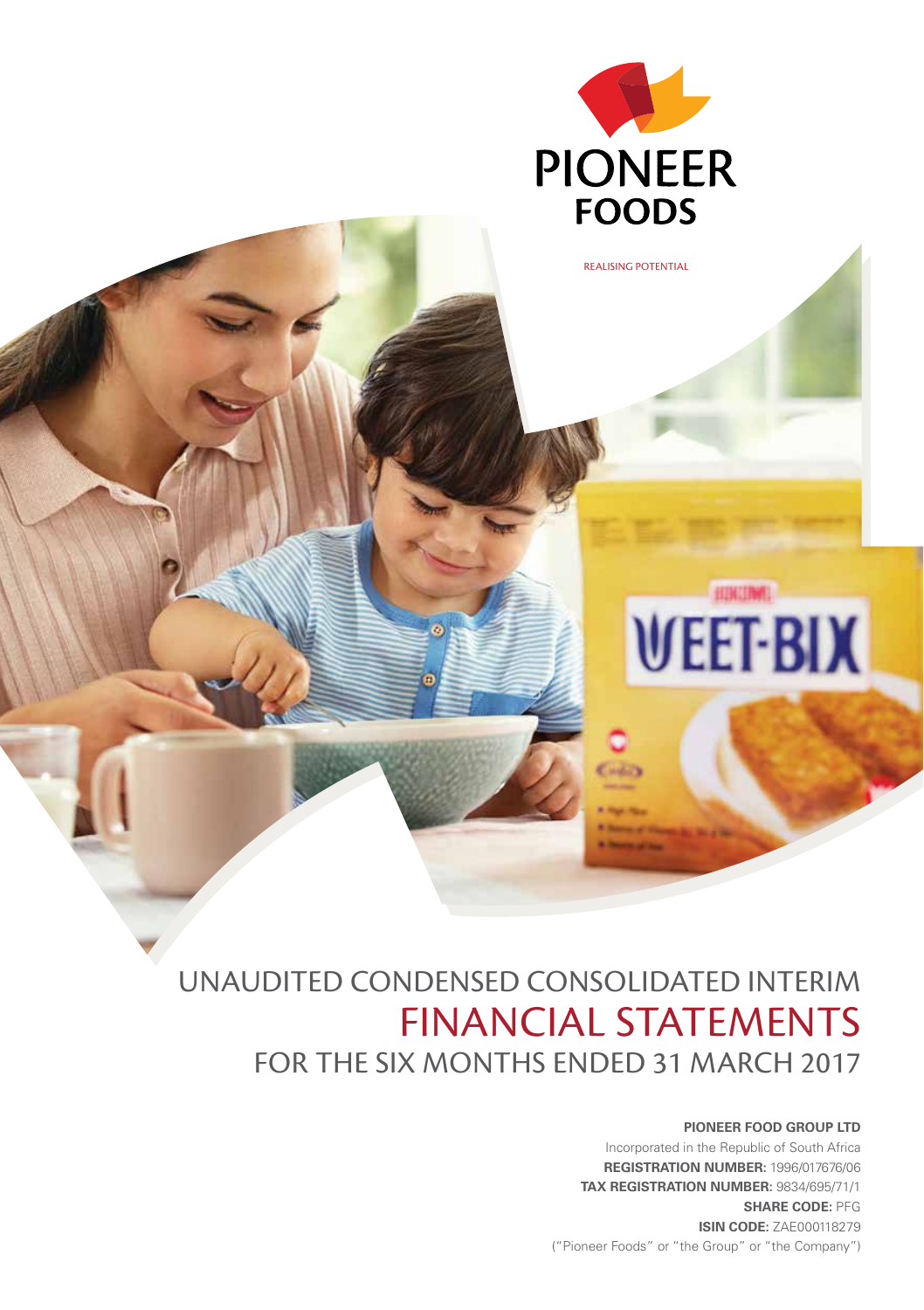PIONEER FOODS

REALISING POTENTIAL

# UNAUDITED CONDENSED CONSOLIDATED INTERIM FINANCIAL STATEMENTS FOR THE SIX MONTHS ENDED 31 MARCH 2017

**PIONEER FOOD GROUP LTD**
Incorporated in the Republic of South Africa
**REGISTRATION NUMBER:** 1996/017676/06
**TAX REGISTRATION NUMBER:** 9834/695/71/1
**SHARE CODE:** PFG
**ISIN CODE:** ZAE000118279
("Pioneer Foods" or "the Group" or "the Company")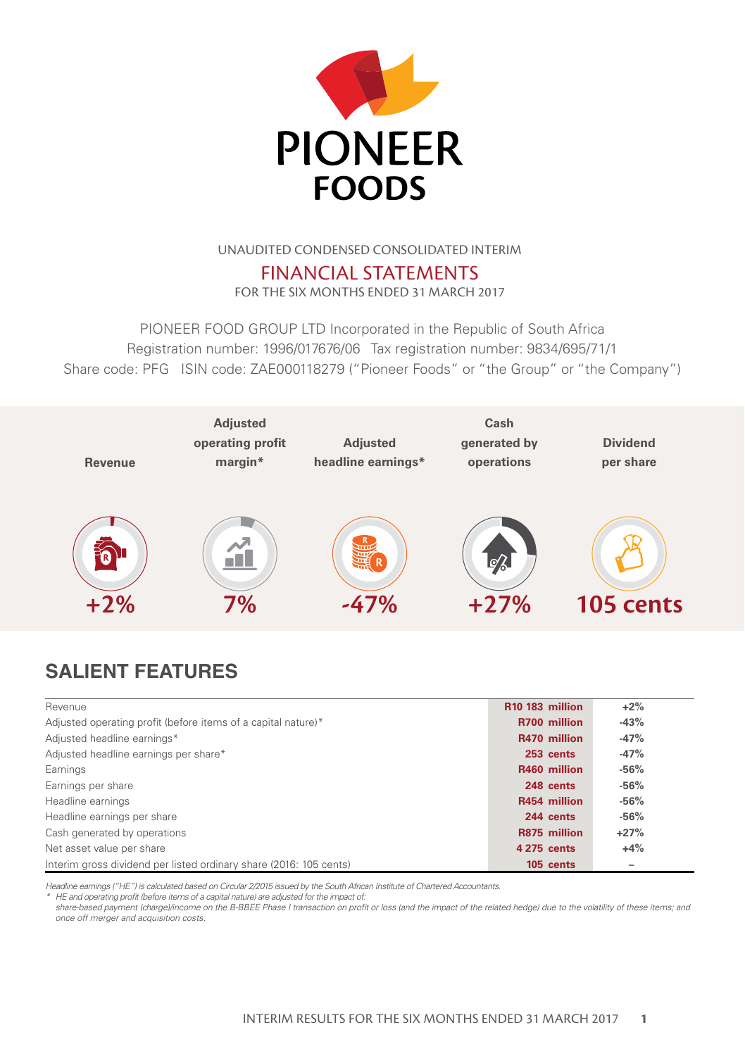# PIONEER FOODS

UNAUDITED CONDENSED CONSOLIDATED INTERIM

## FINANCIAL STATEMENTS

FOR THE SIX MONTHS ENDED 31 MARCH 2017

PIONEER FOOD GROUP LTD Incorporated in the Republic of South Africa
Registration number: 1996/017676/06 Tax registration number: 9834/695/71/1
Share code: PFG ISIN code: ZAE000118279 ("Pioneer Foods" or "the Group" or "the Company")

| Revenue | Adjusted operating profit margin* | Adjusted headline earnings* | Cash generated by operations | Dividend per share |
|---|---|---|---|---|
| +2% | 7% | -47% | +27% | 105 cents |

## SALIENT FEATURES

| | | |
|---|---|---|
| Revenue | R10 183 million | +2% |
| Adjusted operating profit (before items of a capital nature)* | R700 million | -43% |
| Adjusted headline earnings* | R470 million | -47% |
| Adjusted headline earnings per share* | 253 cents | -47% |
| Earnings | R460 million | -56% |
| Earnings per share | 248 cents | -56% |
| Headline earnings | R454 million | -56% |
| Headline earnings per share | 244 cents | -56% |
| Cash generated by operations | R875 million | +27% |
| Net asset value per share | 4 275 cents | +4% |
| Interim gross dividend per listed ordinary share (2016: 105 cents) | 105 cents | – |

*Headline earnings ("HE") is calculated based on Circular 2/2015 issued by the South African Institute of Chartered Accountants.*

\* *HE and operating profit (before items of a capital nature) are adjusted for the impact of:*
*share-based payment (charge)/income on the B-BBEE Phase I transaction on profit or loss (and the impact of the related hedge) due to the volatility of these items; and once off merger and acquisition costs.*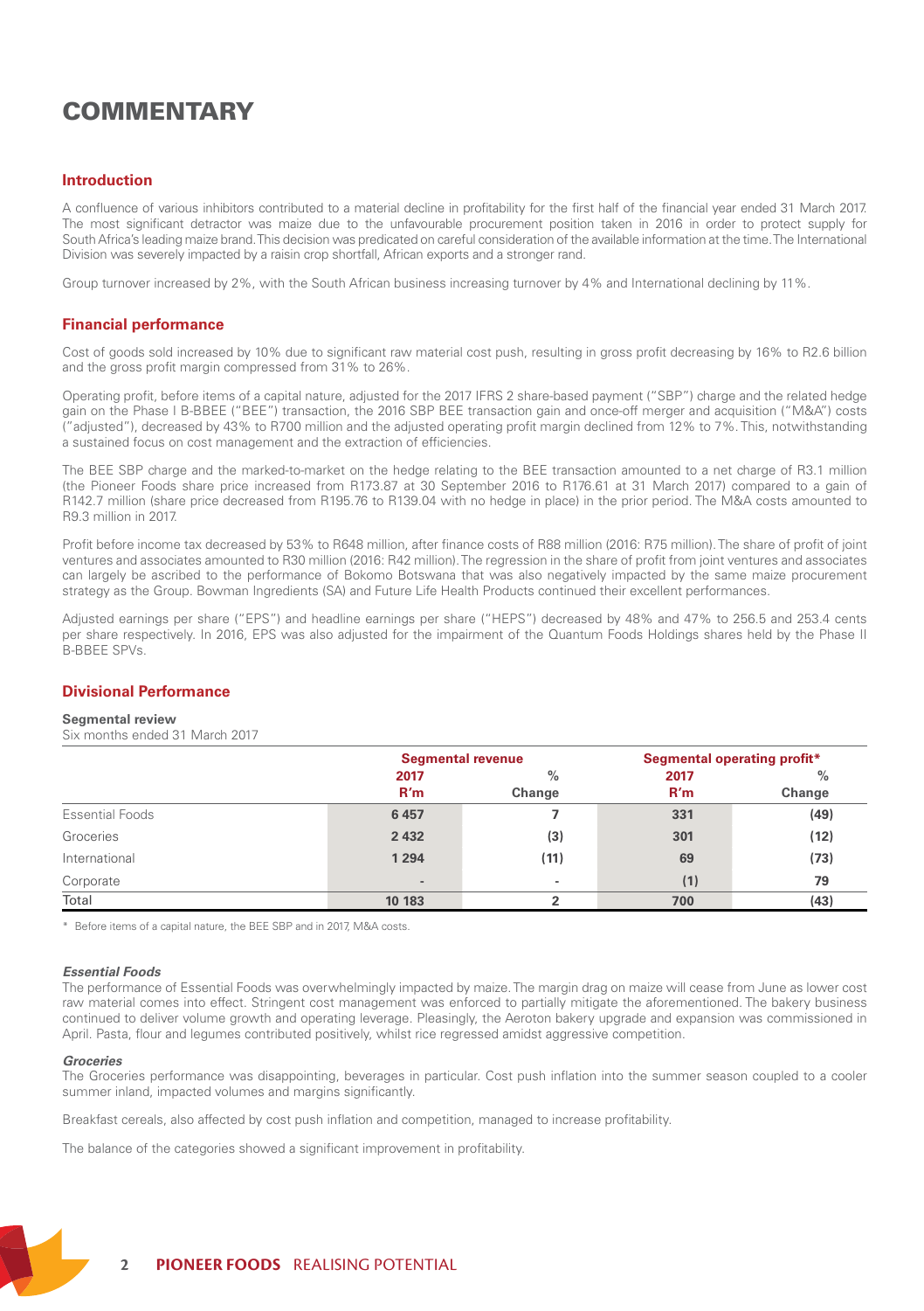# COMMENTARY

## Introduction

A confluence of various inhibitors contributed to a material decline in profitability for the first half of the financial year ended 31 March 2017. The most significant detractor was maize due to the unfavourable procurement position taken in 2016 in order to protect supply for South Africa's leading maize brand. This decision was predicated on careful consideration of the available information at the time. The International Division was severely impacted by a raisin crop shortfall, African exports and a stronger rand.

Group turnover increased by 2%, with the South African business increasing turnover by 4% and International declining by 11%.

## Financial performance

Cost of goods sold increased by 10% due to significant raw material cost push, resulting in gross profit decreasing by 16% to R2.6 billion and the gross profit margin compressed from 31% to 26%.

Operating profit, before items of a capital nature, adjusted for the 2017 IFRS 2 share-based payment ("SBP") charge and the related hedge gain on the Phase I B-BBEE ("BEE") transaction, the 2016 SBP BEE transaction gain and once-off merger and acquisition ("M&A") costs ("adjusted"), decreased by 43% to R700 million and the adjusted operating profit margin declined from 12% to 7%. This, notwithstanding a sustained focus on cost management and the extraction of efficiencies.

The BEE SBP charge and the marked-to-market on the hedge relating to the BEE transaction amounted to a net charge of R3.1 million (the Pioneer Foods share price increased from R173.87 at 30 September 2016 to R176.61 at 31 March 2017) compared to a gain of R142.7 million (share price decreased from R195.76 to R139.04 with no hedge in place) in the prior period. The M&A costs amounted to R9.3 million in 2017.

Profit before income tax decreased by 53% to R648 million, after finance costs of R88 million (2016: R75 million). The share of profit of joint ventures and associates amounted to R30 million (2016: R42 million). The regression in the share of profit from joint ventures and associates can largely be ascribed to the performance of Bokomo Botswana that was also negatively impacted by the same maize procurement strategy as the Group. Bowman Ingredients (SA) and Future Life Health Products continued their excellent performances.

Adjusted earnings per share ("EPS") and headline earnings per share ("HEPS") decreased by 48% and 47% to 256.5 and 253.4 cents per share respectively. In 2016, EPS was also adjusted for the impairment of the Quantum Foods Holdings shares held by the Phase II B-BBEE SPVs.

## Divisional Performance

**Segmental review**

Six months ended 31 March 2017

| | Segmental revenue | | Segmental operating profit* | |
|---|---|---|---|---|
| | 2017 R'm | % Change | 2017 R'm | % Change |
| Essential Foods | 6 457 | 7 | 331 | (49) |
| Groceries | 2 432 | (3) | 301 | (12) |
| International | 1 294 | (11) | 69 | (73) |
| Corporate | - | - | (1) | 79 |
| Total | 10 183 | 2 | 700 | (43) |

\* Before items of a capital nature, the BEE SBP and in 2017, M&A costs.

### *Essential Foods*

The performance of Essential Foods was overwhelmingly impacted by maize. The margin drag on maize will cease from June as lower cost raw material comes into effect. Stringent cost management was enforced to partially mitigate the aforementioned. The bakery business continued to deliver volume growth and operating leverage. Pleasingly, the Aeroton bakery upgrade and expansion was commissioned in April. Pasta, flour and legumes contributed positively, whilst rice regressed amidst aggressive competition.

### *Groceries*

The Groceries performance was disappointing, beverages in particular. Cost push inflation into the summer season coupled to a cooler summer inland, impacted volumes and margins significantly.

Breakfast cereals, also affected by cost push inflation and competition, managed to increase profitability.

The balance of the categories showed a significant improvement in profitability.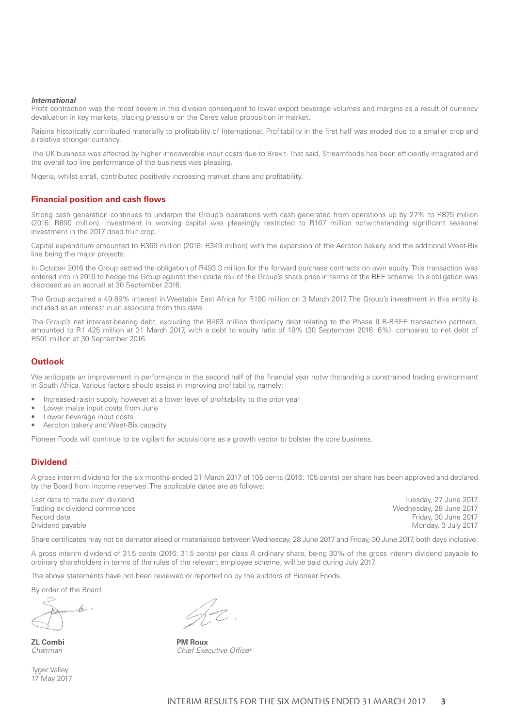### *International*

Profit contraction was the most severe in this division consequent to lower export beverage volumes and margins as a result of currency devaluation in key markets, placing pressure on the Ceres value proposition in market.

Raisins historically contributed materially to profitability of International. Profitability in the first half was eroded due to a smaller crop and a relative stronger currency.

The UK business was affected by higher irrecoverable input costs due to Brexit. That said, Streamfoods has been efficiently integrated and the overall top line performance of the business was pleasing.

Nigeria, whilst small, contributed positively increasing market share and profitability.

## Financial position and cash flows

Strong cash generation continues to underpin the Group's operations with cash generated from operations up by 27% to R875 million (2016: R690 million). Investment in working capital was pleasingly restricted to R167 million notwithstanding significant seasonal investment in the 2017 dried fruit crop.

Capital expenditure amounted to R369 million (2016: R349 million) with the expansion of the Aeroton bakery and the additional Weet-Bix line being the major projects.

In October 2016 the Group settled the obligation of R493.3 million for the forward purchase contracts on own equity. This transaction was entered into in 2016 to hedge the Group against the upside risk of the Group's share price in terms of the BEE scheme. This obligation was disclosed as an accrual at 30 September 2016.

The Group acquired a 49.89% interest in Weetabix East Africa for R190 million on 3 March 2017. The Group's investment in this entity is included as an interest in an associate from this date.

The Group's net interest-bearing debt, excluding the R463 million third-party debt relating to the Phase II B-BBEE transaction partners, amounted to R1 425 million at 31 March 2017, with a debt to equity ratio of 18% (30 September 2016: 6%), compared to net debt of R501 million at 30 September 2016.

## Outlook

We anticipate an improvement in performance in the second half of the financial year notwithstanding a constrained trading environment in South Africa. Various factors should assist in improving profitability, namely:

- Increased raisin supply, however at a lower level of profitability to the prior year
- Lower maize input costs from June
- Lower beverage input costs
- Aeroton bakery and Weet-Bix capacity

Pioneer Foods will continue to be vigilant for acquisitions as a growth vector to bolster the core business.

## Dividend

A gross interim dividend for the six months ended 31 March 2017 of 105 cents (2016: 105 cents) per share has been approved and declared by the Board from income reserves. The applicable dates are as follows:

| | |
|---|---|
| Last date to trade cum dividend | Tuesday, 27 June 2017 |
| Trading ex dividend commences | Wednesday, 28 June 2017 |
| Record date | Friday, 30 June 2017 |
| Dividend payable | Monday, 3 July 2017 |

Share certificates may not be dematerialised or materialised between Wednesday, 28 June 2017 and Friday, 30 June 2017, both days inclusive.

A gross interim dividend of 31.5 cents (2016: 31.5 cents) per class A ordinary share, being 30% of the gross interim dividend payable to ordinary shareholders in terms of the rules of the relevant employee scheme, will be paid during July 2017.

The above statements have not been reviewed or reported on by the auditors of Pioneer Foods.

By order of the Board

**ZL Combi**
*Chairman*

**PM Roux**
*Chief Executive Officer*

Tyger Valley
17 May 2017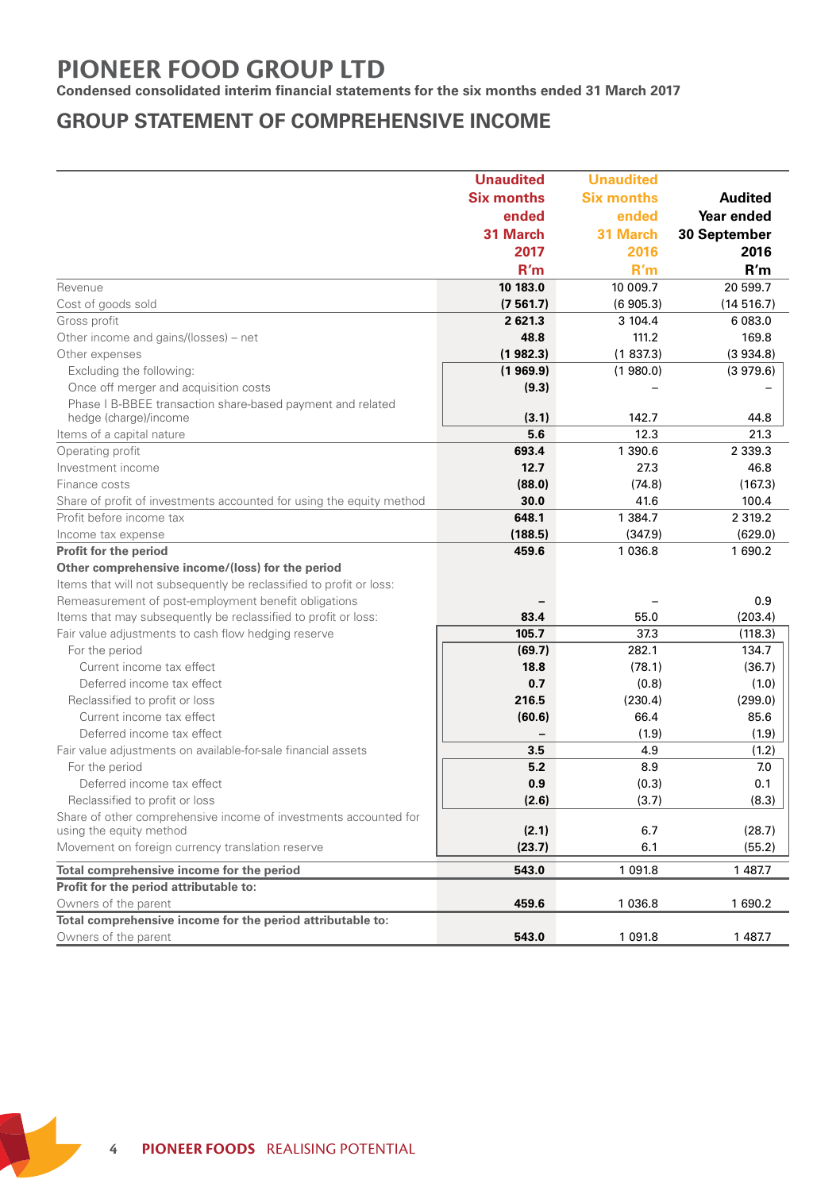# PIONEER FOOD GROUP LTD

**Condensed consolidated interim financial statements for the six months ended 31 March 2017**

## GROUP STATEMENT OF COMPREHENSIVE INCOME

| | Unaudited Six months ended 31 March 2017 R'm | Unaudited Six months ended 31 March 2016 R'm | Audited Year ended 30 September 2016 R'm |
|---|---|---|---|
| Revenue | **10 183.0** | 10 009.7 | 20 599.7 |
| Cost of goods sold | **(7 561.7)** | (6 905.3) | (14 516.7) |
| Gross profit | **2 621.3** | 3 104.4 | 6 083.0 |
| Other income and gains/(losses) – net | **48.8** | 111.2 | 169.8 |
| Other expenses | **(1 982.3)** | (1 837.3) | (3 934.8) |
| Excluding the following: | **(1 969.9)** | (1 980.0) | (3 979.6) |
| Once off merger and acquisition costs | **(9.3)** | – | – |
| Phase I B-BBEE transaction share-based payment and related hedge (charge)/income | **(3.1)** | 142.7 | 44.8 |
| Items of a capital nature | **5.6** | 12.3 | 21.3 |
| Operating profit | **693.4** | 1 390.6 | 2 339.3 |
| Investment income | **12.7** | 27.3 | 46.8 |
| Finance costs | **(88.0)** | (74.8) | (167.3) |
| Share of profit of investments accounted for using the equity method | **30.0** | 41.6 | 100.4 |
| Profit before income tax | **648.1** | 1 384.7 | 2 319.2 |
| Income tax expense | **(188.5)** | (347.9) | (629.0) |
| **Profit for the period** | **459.6** | 1 036.8 | 1 690.2 |
| **Other comprehensive income/(loss) for the period** | | | |
| Items that will not subsequently be reclassified to profit or loss: | | | |
| Remeasurement of post-employment benefit obligations | **–** | – | 0.9 |
| Items that may subsequently be reclassified to profit or loss: | **83.4** | 55.0 | (203.4) |
| Fair value adjustments to cash flow hedging reserve | **105.7** | 37.3 | (118.3) |
| For the period | **(69.7)** | 282.1 | 134.7 |
| Current income tax effect | **18.8** | (78.1) | (36.7) |
| Deferred income tax effect | **0.7** | (0.8) | (1.0) |
| Reclassified to profit or loss | **216.5** | (230.4) | (299.0) |
| Current income tax effect | **(60.6)** | 66.4 | 85.6 |
| Deferred income tax effect | **–** | (1.9) | (1.9) |
| Fair value adjustments on available-for-sale financial assets | **3.5** | 4.9 | (1.2) |
| For the period | **5.2** | 8.9 | 7.0 |
| Deferred income tax effect | **0.9** | (0.3) | 0.1 |
| Reclassified to profit or loss | **(2.6)** | (3.7) | (8.3) |
| Share of other comprehensive income of investments accounted for using the equity method | **(2.1)** | 6.7 | (28.7) |
| Movement on foreign currency translation reserve | **(23.7)** | 6.1 | (55.2) |
| **Total comprehensive income for the period** | **543.0** | 1 091.8 | 1 487.7 |
| **Profit for the period attributable to:** | | | |
| Owners of the parent | **459.6** | 1 036.8 | 1 690.2 |
| **Total comprehensive income for the period attributable to:** | | | |
| Owners of the parent | **543.0** | 1 091.8 | 1 487.7 |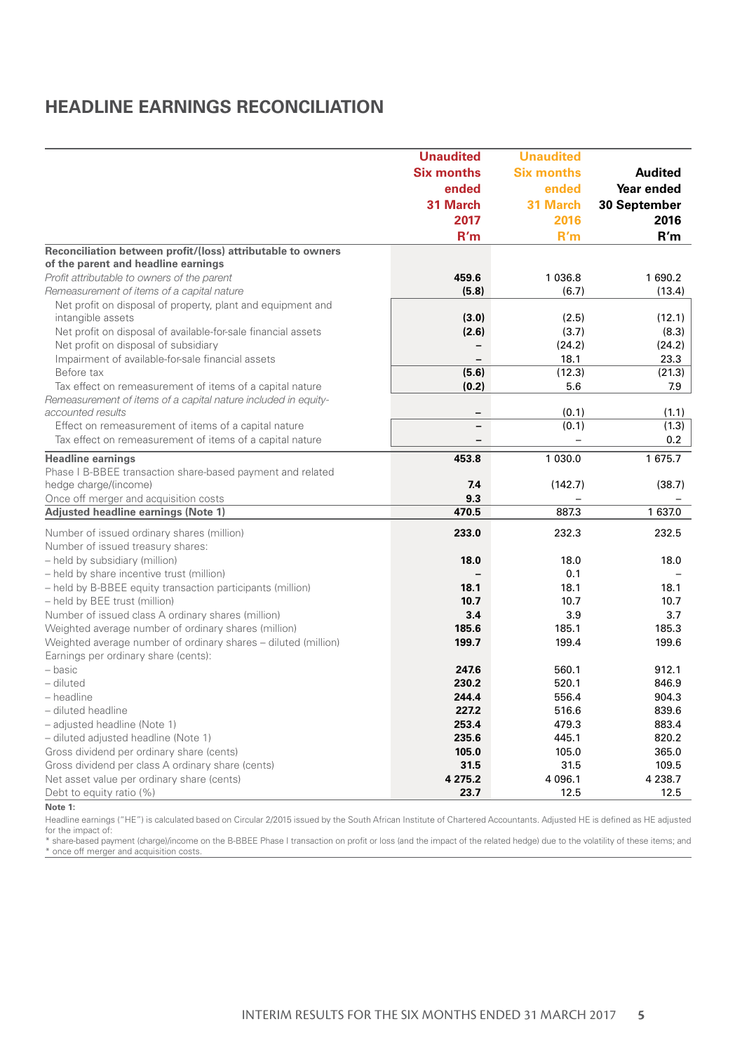## HEADLINE EARNINGS RECONCILIATION

| | Unaudited Six months ended 31 March 2017 R'm | Unaudited Six months ended 31 March 2016 R'm | Audited Year ended 30 September 2016 R'm |
|---|---|---|---|
| **Reconciliation between profit/(loss) attributable to owners of the parent and headline earnings** | | | |
| *Profit attributable to owners of the parent* | **459.6** | 1 036.8 | 1 690.2 |
| *Remeasurement of items of a capital nature* | **(5.8)** | (6.7) | (13.4) |
| Net profit on disposal of property, plant and equipment and intangible assets | **(3.0)** | (2.5) | (12.1) |
| Net profit on disposal of available-for-sale financial assets | **(2.6)** | (3.7) | (8.3) |
| Net profit on disposal of subsidiary | **–** | (24.2) | (24.2) |
| Impairment of available-for-sale financial assets | **–** | 18.1 | 23.3 |
| Before tax | **(5.6)** | (12.3) | (21.3) |
| Tax effect on remeasurement of items of a capital nature | **(0.2)** | 5.6 | 7.9 |
| *Remeasurement of items of a capital nature included in equity-accounted results* | **–** | (0.1) | (1.1) |
| Effect on remeasurement of items of a capital nature | **–** | (0.1) | (1.3) |
| Tax effect on remeasurement of items of a capital nature | **–** | – | 0.2 |
| **Headline earnings** | **453.8** | 1 030.0 | 1 675.7 |
| Phase I B-BBEE transaction share-based payment and related hedge charge/(income) | **7.4** | (142.7) | (38.7) |
| Once off merger and acquisition costs | **9.3** | – | – |
| **Adjusted headline earnings (Note 1)** | **470.5** | 887.3 | 1 637.0 |
| Number of issued ordinary shares (million) | **233.0** | 232.3 | 232.5 |
| Number of issued treasury shares: | | | |
| – held by subsidiary (million) | **18.0** | 18.0 | 18.0 |
| – held by share incentive trust (million) | **–** | 0.1 | – |
| – held by B-BBEE equity transaction participants (million) | **18.1** | 18.1 | 18.1 |
| – held by BEE trust (million) | **10.7** | 10.7 | 10.7 |
| Number of issued class A ordinary shares (million) | **3.4** | 3.9 | 3.7 |
| Weighted average number of ordinary shares (million) | **185.6** | 185.1 | 185.3 |
| Weighted average number of ordinary shares – diluted (million) | **199.7** | 199.4 | 199.6 |
| Earnings per ordinary share (cents): | | | |
| – basic | **247.6** | 560.1 | 912.1 |
| – diluted | **230.2** | 520.1 | 846.9 |
| – headline | **244.4** | 556.4 | 904.3 |
| – diluted headline | **227.2** | 516.6 | 839.6 |
| – adjusted headline (Note 1) | **253.4** | 479.3 | 883.4 |
| – diluted adjusted headline (Note 1) | **235.6** | 445.1 | 820.2 |
| Gross dividend per ordinary share (cents) | **105.0** | 105.0 | 365.0 |
| Gross dividend per class A ordinary share (cents) | **31.5** | 31.5 | 109.5 |
| Net asset value per ordinary share (cents) | **4 275.2** | 4 096.1 | 4 238.7 |
| Debt to equity ratio (%) | **23.7** | 12.5 | 12.5 |

**Note 1:**

Headline earnings ("HE") is calculated based on Circular 2/2015 issued by the South African Institute of Chartered Accountants. Adjusted HE is defined as HE adjusted for the impact of:

* share-based payment (charge)/income on the B-BBEE Phase I transaction on profit or loss (and the impact of the related hedge) due to the volatility of these items; and
* once off merger and acquisition costs.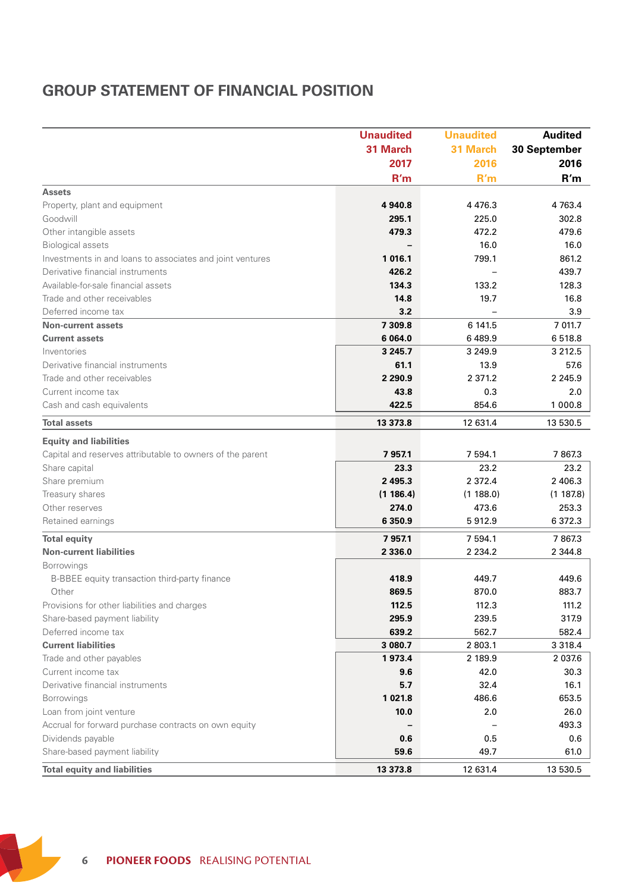# GROUP STATEMENT OF FINANCIAL POSITION

| | Unaudited 31 March 2017 R'm | Unaudited 31 March 2016 R'm | Audited 30 September 2016 R'm |
|---|---|---|---|
| **Assets** | | | |
| Property, plant and equipment | **4 940.8** | 4 476.3 | 4 763.4 |
| Goodwill | **295.1** | 225.0 | 302.8 |
| Other intangible assets | **479.3** | 472.2 | 479.6 |
| Biological assets | **–** | 16.0 | 16.0 |
| Investments in and loans to associates and joint ventures | **1 016.1** | 799.1 | 861.2 |
| Derivative financial instruments | **426.2** | – | 439.7 |
| Available-for-sale financial assets | **134.3** | 133.2 | 128.3 |
| Trade and other receivables | **14.8** | 19.7 | 16.8 |
| Deferred income tax | **3.2** | – | 3.9 |
| **Non-current assets** | **7 309.8** | 6 141.5 | 7 011.7 |
| **Current assets** | **6 064.0** | 6 489.9 | 6 518.8 |
| Inventories | **3 245.7** | 3 249.9 | 3 212.5 |
| Derivative financial instruments | **61.1** | 13.9 | 57.6 |
| Trade and other receivables | **2 290.9** | 2 371.2 | 2 245.9 |
| Current income tax | **43.8** | 0.3 | 2.0 |
| Cash and cash equivalents | **422.5** | 854.6 | 1 000.8 |
| **Total assets** | **13 373.8** | 12 631.4 | 13 530.5 |
| **Equity and liabilities** | | | |
| Capital and reserves attributable to owners of the parent | **7 957.1** | 7 594.1 | 7 867.3 |
| Share capital | **23.3** | 23.2 | 23.2 |
| Share premium | **2 495.3** | 2 372.4 | 2 406.3 |
| Treasury shares | **(1 186.4)** | (1 188.0) | (1 187.8) |
| Other reserves | **274.0** | 473.6 | 253.3 |
| Retained earnings | **6 350.9** | 5 912.9 | 6 372.3 |
| **Total equity** | **7 957.1** | 7 594.1 | 7 867.3 |
| **Non-current liabilities** | **2 336.0** | 2 234.2 | 2 344.8 |
| Borrowings | | | |
| B-BBEE equity transaction third-party finance | **418.9** | 449.7 | 449.6 |
| Other | **869.5** | 870.0 | 883.7 |
| Provisions for other liabilities and charges | **112.5** | 112.3 | 111.2 |
| Share-based payment liability | **295.9** | 239.5 | 317.9 |
| Deferred income tax | **639.2** | 562.7 | 582.4 |
| **Current liabilities** | **3 080.7** | 2 803.1 | 3 318.4 |
| Trade and other payables | **1 973.4** | 2 189.9 | 2 037.6 |
| Current income tax | **9.6** | 42.0 | 30.3 |
| Derivative financial instruments | **5.7** | 32.4 | 16.1 |
| Borrowings | **1 021.8** | 486.6 | 653.5 |
| Loan from joint venture | **10.0** | 2.0 | 26.0 |
| Accrual for forward purchase contracts on own equity | **–** | – | 493.3 |
| Dividends payable | **0.6** | 0.5 | 0.6 |
| Share-based payment liability | **59.6** | 49.7 | 61.0 |
| **Total equity and liabilities** | **13 373.8** | 12 631.4 | 13 530.5 |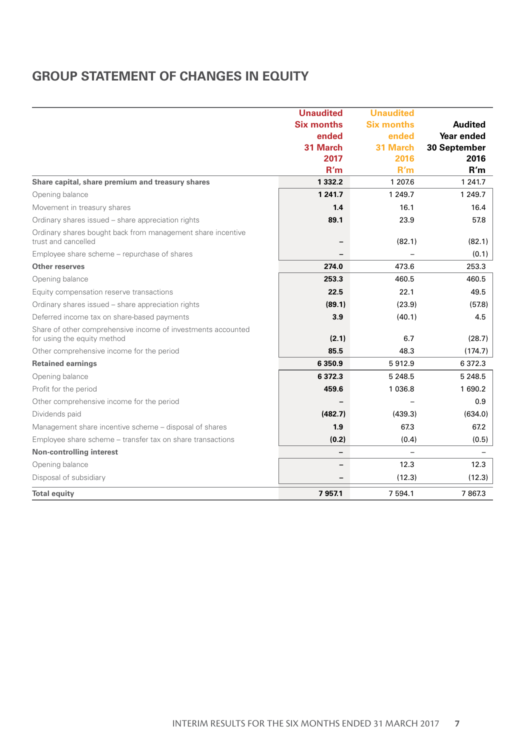## GROUP STATEMENT OF CHANGES IN EQUITY

| | Unaudited Six months ended 31 March 2017 R'm | Unaudited Six months ended 31 March 2016 R'm | Audited Year ended 30 September 2016 R'm |
|---|---|---|---|
| **Share capital, share premium and treasury shares** | **1 332.2** | 1 207.6 | 1 241.7 |
| Opening balance | **1 241.7** | 1 249.7 | 1 249.7 |
| Movement in treasury shares | **1.4** | 16.1 | 16.4 |
| Ordinary shares issued – share appreciation rights | **89.1** | 23.9 | 57.8 |
| Ordinary shares bought back from management share incentive trust and cancelled | **–** | (82.1) | (82.1) |
| Employee share scheme – repurchase of shares | **–** | – | (0.1) |
| **Other reserves** | **274.0** | 473.6 | 253.3 |
| Opening balance | **253.3** | 460.5 | 460.5 |
| Equity compensation reserve transactions | **22.5** | 22.1 | 49.5 |
| Ordinary shares issued – share appreciation rights | **(89.1)** | (23.9) | (57.8) |
| Deferred income tax on share-based payments | **3.9** | (40.1) | 4.5 |
| Share of other comprehensive income of investments accounted for using the equity method | **(2.1)** | 6.7 | (28.7) |
| Other comprehensive income for the period | **85.5** | 48.3 | (174.7) |
| **Retained earnings** | **6 350.9** | 5 912.9 | 6 372.3 |
| Opening balance | **6 372.3** | 5 248.5 | 5 248.5 |
| Profit for the period | **459.6** | 1 036.8 | 1 690.2 |
| Other comprehensive income for the period | **–** | – | 0.9 |
| Dividends paid | **(482.7)** | (439.3) | (634.0) |
| Management share incentive scheme – disposal of shares | **1.9** | 67.3 | 67.2 |
| Employee share scheme – transfer tax on share transactions | **(0.2)** | (0.4) | (0.5) |
| **Non-controlling interest** | **–** | – | – |
| Opening balance | **–** | 12.3 | 12.3 |
| Disposal of subsidiary | **–** | (12.3) | (12.3) |
| **Total equity** | **7 957.1** | 7 594.1 | 7 867.3 |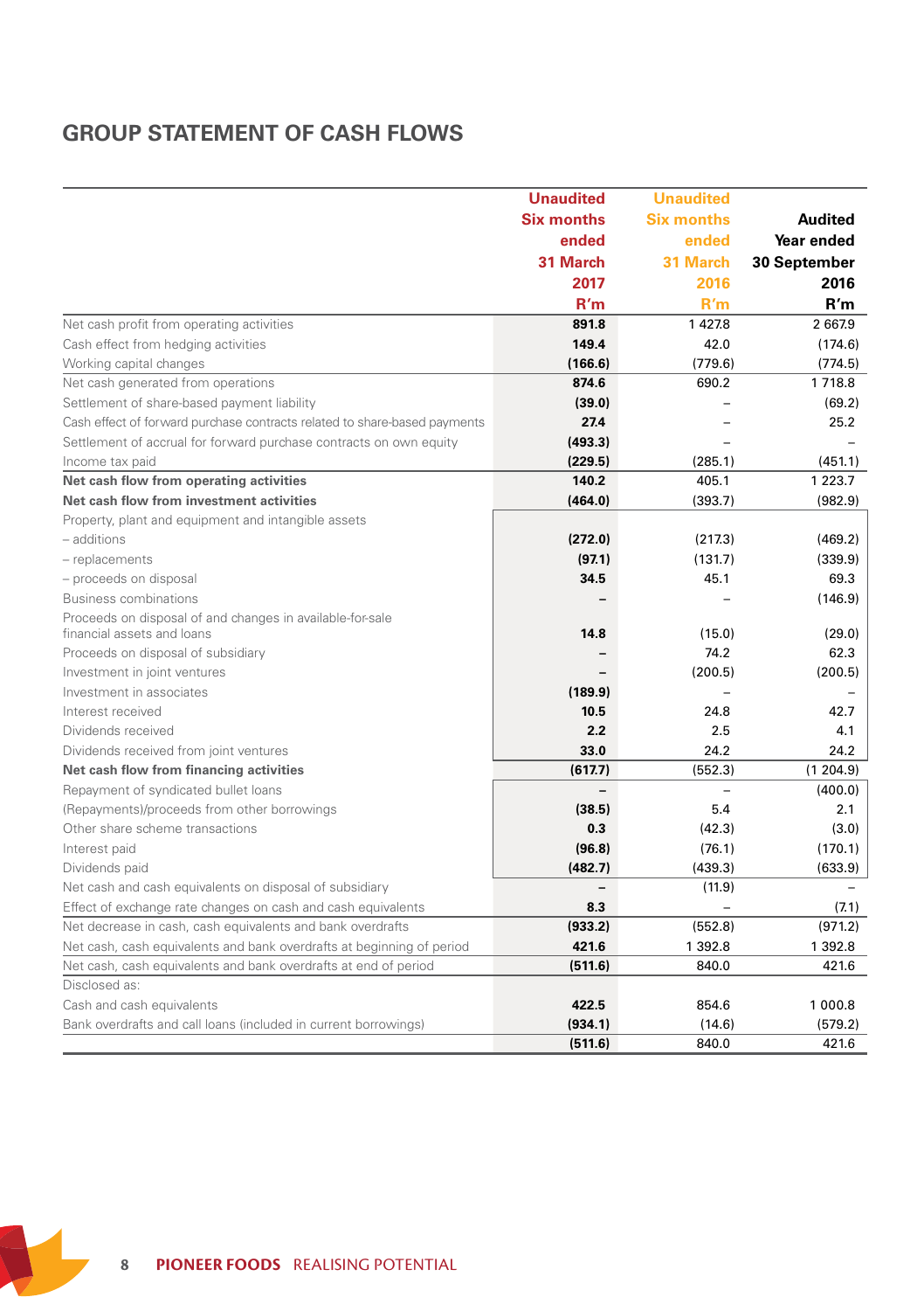## GROUP STATEMENT OF CASH FLOWS

| | Unaudited Six months ended 31 March 2017 R'm | Unaudited Six months ended 31 March 2016 R'm | Audited Year ended 30 September 2016 R'm |
|---|---|---|---|
| Net cash profit from operating activities | **891.8** | 1 427.8 | 2 667.9 |
| Cash effect from hedging activities | **149.4** | 42.0 | (174.6) |
| Working capital changes | **(166.6)** | (779.6) | (774.5) |
| Net cash generated from operations | **874.6** | 690.2 | 1 718.8 |
| Settlement of share-based payment liability | **(39.0)** | – | (69.2) |
| Cash effect of forward purchase contracts related to share-based payments | **27.4** | – | 25.2 |
| Settlement of accrual for forward purchase contracts on own equity | **(493.3)** | – | – |
| Income tax paid | **(229.5)** | (285.1) | (451.1) |
| **Net cash flow from operating activities** | **140.2** | 405.1 | 1 223.7 |
| **Net cash flow from investment activities** | **(464.0)** | (393.7) | (982.9) |
| Property, plant and equipment and intangible assets | | | |
| – additions | **(272.0)** | (217.3) | (469.2) |
| – replacements | **(97.1)** | (131.7) | (339.9) |
| – proceeds on disposal | **34.5** | 45.1 | 69.3 |
| Business combinations | **–** | – | (146.9) |
| Proceeds on disposal of and changes in available-for-sale financial assets and loans | **14.8** | (15.0) | (29.0) |
| Proceeds on disposal of subsidiary | **–** | 74.2 | 62.3 |
| Investment in joint ventures | **–** | (200.5) | (200.5) |
| Investment in associates | **(189.9)** | – | – |
| Interest received | **10.5** | 24.8 | 42.7 |
| Dividends received | **2.2** | 2.5 | 4.1 |
| Dividends received from joint ventures | **33.0** | 24.2 | 24.2 |
| **Net cash flow from financing activities** | **(617.7)** | (552.3) | (1 204.9) |
| Repayment of syndicated bullet loans | **–** | – | (400.0) |
| (Repayments)/proceeds from other borrowings | **(38.5)** | 5.4 | 2.1 |
| Other share scheme transactions | **0.3** | (42.3) | (3.0) |
| Interest paid | **(96.8)** | (76.1) | (170.1) |
| Dividends paid | **(482.7)** | (439.3) | (633.9) |
| Net cash and cash equivalents on disposal of subsidiary | **–** | (11.9) | – |
| Effect of exchange rate changes on cash and cash equivalents | **8.3** | – | (7.1) |
| Net decrease in cash, cash equivalents and bank overdrafts | **(933.2)** | (552.8) | (971.2) |
| Net cash, cash equivalents and bank overdrafts at beginning of period | **421.6** | 1 392.8 | 1 392.8 |
| Net cash, cash equivalents and bank overdrafts at end of period | **(511.6)** | 840.0 | 421.6 |
| Disclosed as: | | | |
| Cash and cash equivalents | **422.5** | 854.6 | 1 000.8 |
| Bank overdrafts and call loans (included in current borrowings) | **(934.1)** | (14.6) | (579.2) |
| | **(511.6)** | 840.0 | 421.6 |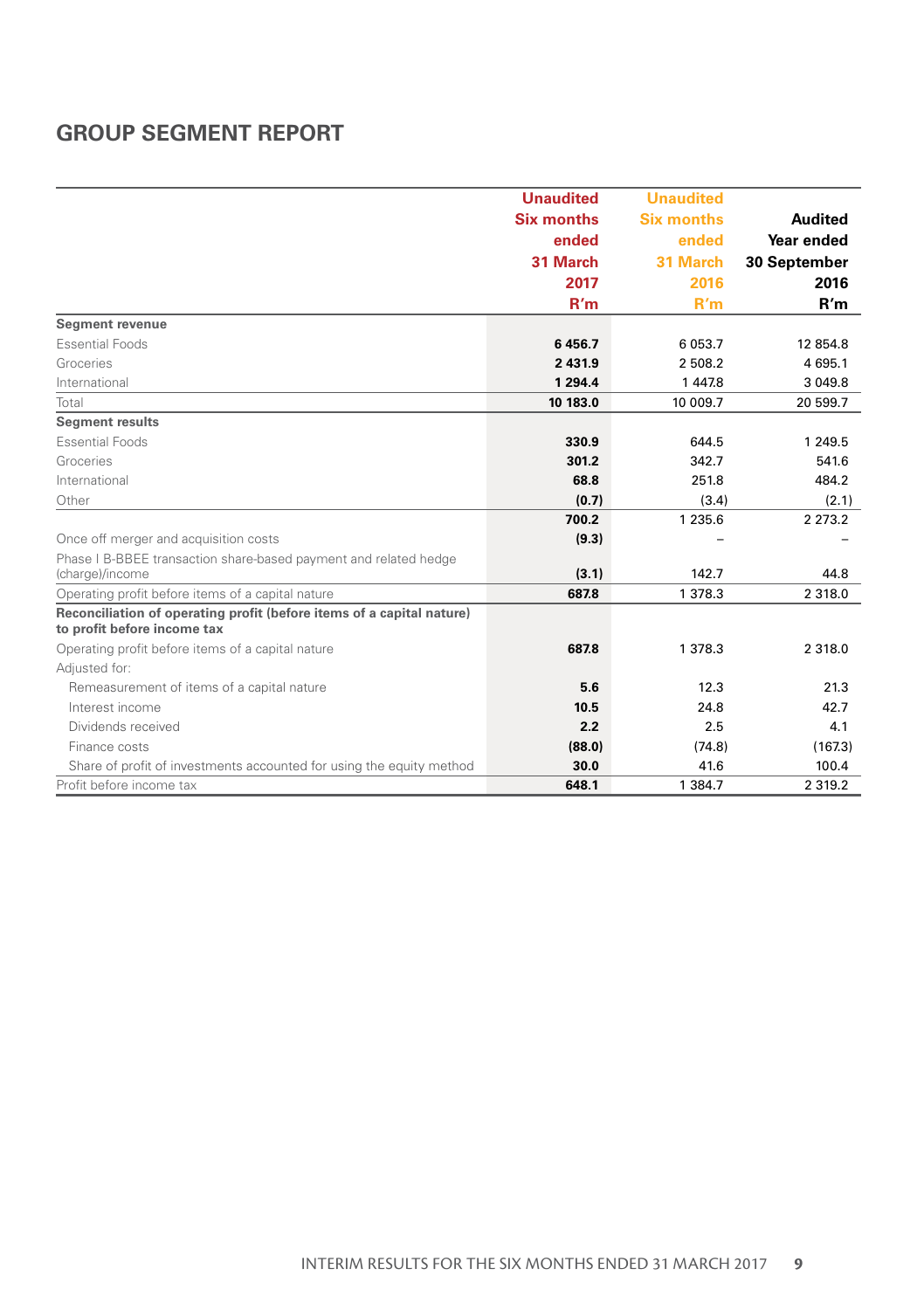## GROUP SEGMENT REPORT

| | Unaudited Six months ended 31 March 2017 R'm | Unaudited Six months ended 31 March 2016 R'm | Audited Year ended 30 September 2016 R'm |
|---|---|---|---|
| **Segment revenue** | | | |
| Essential Foods | **6 456.7** | 6 053.7 | 12 854.8 |
| Groceries | **2 431.9** | 2 508.2 | 4 695.1 |
| International | **1 294.4** | 1 447.8 | 3 049.8 |
| Total | **10 183.0** | 10 009.7 | 20 599.7 |
| **Segment results** | | | |
| Essential Foods | **330.9** | 644.5 | 1 249.5 |
| Groceries | **301.2** | 342.7 | 541.6 |
| International | **68.8** | 251.8 | 484.2 |
| Other | **(0.7)** | (3.4) | (2.1) |
| | **700.2** | 1 235.6 | 2 273.2 |
| Once off merger and acquisition costs | **(9.3)** | – | – |
| Phase I B-BBEE transaction share-based payment and related hedge (charge)/income | **(3.1)** | 142.7 | 44.8 |
| Operating profit before items of a capital nature | **687.8** | 1 378.3 | 2 318.0 |
| **Reconciliation of operating profit (before items of a capital nature) to profit before income tax** | | | |
| Operating profit before items of a capital nature | **687.8** | 1 378.3 | 2 318.0 |
| Adjusted for: | | | |
| Remeasurement of items of a capital nature | **5.6** | 12.3 | 21.3 |
| Interest income | **10.5** | 24.8 | 42.7 |
| Dividends received | **2.2** | 2.5 | 4.1 |
| Finance costs | **(88.0)** | (74.8) | (167.3) |
| Share of profit of investments accounted for using the equity method | **30.0** | 41.6 | 100.4 |
| Profit before income tax | **648.1** | 1 384.7 | 2 319.2 |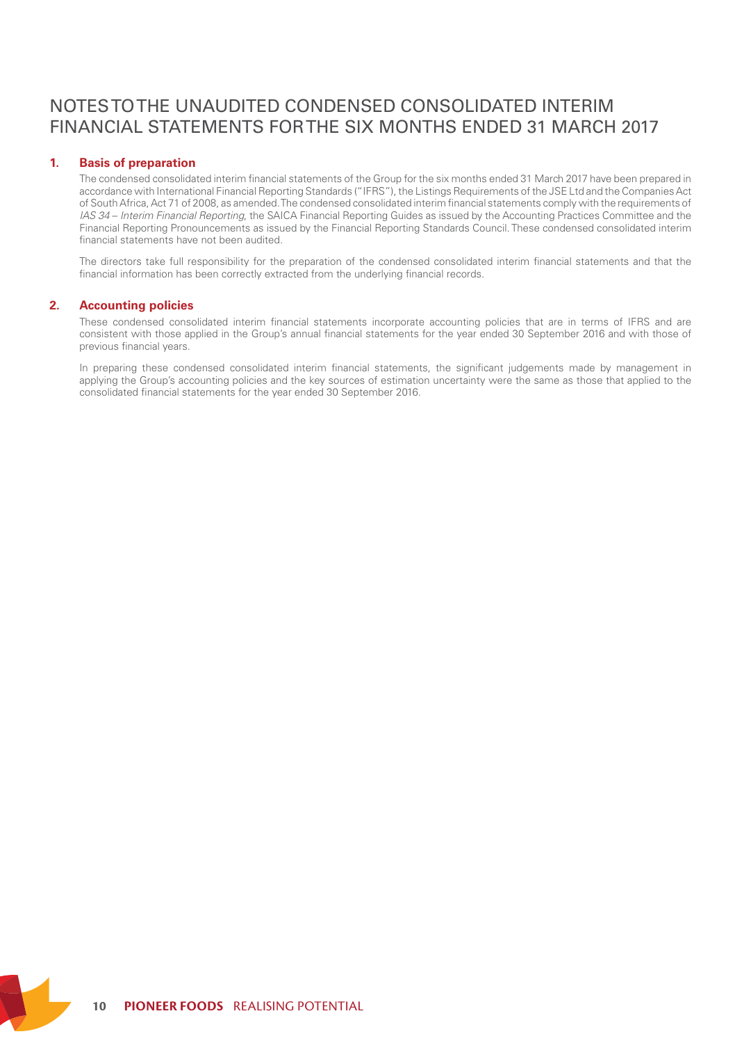# NOTES TO THE UNAUDITED CONDENSED CONSOLIDATED INTERIM FINANCIAL STATEMENTS FOR THE SIX MONTHS ENDED 31 MARCH 2017

## 1. Basis of preparation

The condensed consolidated interim financial statements of the Group for the six months ended 31 March 2017 have been prepared in accordance with International Financial Reporting Standards ("IFRS"), the Listings Requirements of the JSE Ltd and the Companies Act of South Africa, Act 71 of 2008, as amended. The condensed consolidated interim financial statements comply with the requirements of *IAS 34 – Interim Financial Reporting*, the SAICA Financial Reporting Guides as issued by the Accounting Practices Committee and the Financial Reporting Pronouncements as issued by the Financial Reporting Standards Council. These condensed consolidated interim financial statements have not been audited.

The directors take full responsibility for the preparation of the condensed consolidated interim financial statements and that the financial information has been correctly extracted from the underlying financial records.

## 2. Accounting policies

These condensed consolidated interim financial statements incorporate accounting policies that are in terms of IFRS and are consistent with those applied in the Group's annual financial statements for the year ended 30 September 2016 and with those of previous financial years.

In preparing these condensed consolidated interim financial statements, the significant judgements made by management in applying the Group's accounting policies and the key sources of estimation uncertainty were the same as those that applied to the consolidated financial statements for the year ended 30 September 2016.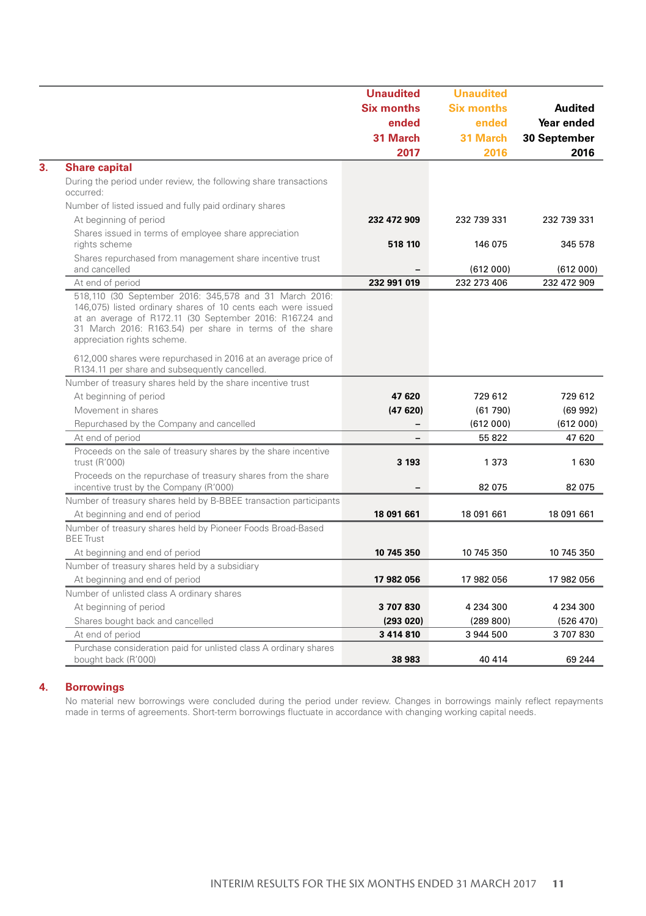| | Unaudited Six months ended 31 March 2017 | Unaudited Six months ended 31 March 2016 | Audited Year ended 30 September 2016 |
|---|---|---|---|
| **3. Share capital** | | | |
| During the period under review, the following share transactions occurred: | | | |
| Number of listed issued and fully paid ordinary shares | | | |
| At beginning of period | **232 472 909** | 232 739 331 | 232 739 331 |
| Shares issued in terms of employee share appreciation rights scheme | **518 110** | 146 075 | 345 578 |
| Shares repurchased from management share incentive trust and cancelled | **–** | (612 000) | (612 000) |
| At end of period | **232 991 019** | 232 273 406 | 232 472 909 |
| 518,110 (30 September 2016: 345,578 and 31 March 2016: 146,075) listed ordinary shares of 10 cents each were issued at an average of R172.11 (30 September 2016: R167.24 and 31 March 2016: R163.54) per share in terms of the share appreciation rights scheme. | | | |
| 612,000 shares were repurchased in 2016 at an average price of R134.11 per share and subsequently cancelled. | | | |
| Number of treasury shares held by the share incentive trust | | | |
| At beginning of period | **47 620** | 729 612 | 729 612 |
| Movement in shares | **(47 620)** | (61 790) | (69 992) |
| Repurchased by the Company and cancelled | **–** | (612 000) | (612 000) |
| At end of period | **–** | 55 822 | 47 620 |
| Proceeds on the sale of treasury shares by the share incentive trust (R'000) | **3 193** | 1 373 | 1 630 |
| Proceeds on the repurchase of treasury shares from the share incentive trust by the Company (R'000) | **–** | 82 075 | 82 075 |
| Number of treasury shares held by B-BBEE transaction participants | | | |
| At beginning and end of period | **18 091 661** | 18 091 661 | 18 091 661 |
| Number of treasury shares held by Pioneer Foods Broad-Based BEE Trust | | | |
| At beginning and end of period | **10 745 350** | 10 745 350 | 10 745 350 |
| Number of treasury shares held by a subsidiary | | | |
| At beginning and end of period | **17 982 056** | 17 982 056 | 17 982 056 |
| Number of unlisted class A ordinary shares | | | |
| At beginning of period | **3 707 830** | 4 234 300 | 4 234 300 |
| Shares bought back and cancelled | **(293 020)** | (289 800) | (526 470) |
| At end of period | **3 414 810** | 3 944 500 | 3 707 830 |
| Purchase consideration paid for unlisted class A ordinary shares bought back (R'000) | **38 983** | 40 414 | 69 244 |

## 4. Borrowings

No material new borrowings were concluded during the period under review. Changes in borrowings mainly reflect repayments made in terms of agreements. Short-term borrowings fluctuate in accordance with changing working capital needs.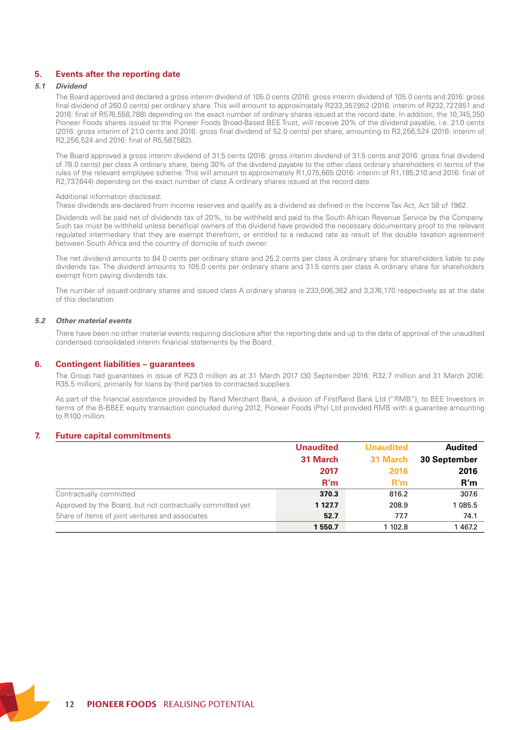## 5. Events after the reporting date

### *5.1 Dividend*

The Board approved and declared a gross interim dividend of 105.0 cents (2016: gross interim dividend of 105.0 cents and 2016: gross final dividend of 260.0 cents) per ordinary share. This will amount to approximately R233,357,952 (2016: interim of R232,727,851 and 2016: final of R576,558,788) depending on the exact number of ordinary shares issued at the record date. In addition, the 10,745,350 Pioneer Foods shares issued to the Pioneer Foods Broad-Based BEE Trust, will receive 20% of the dividend payable, i.e. 21.0 cents (2016: gross interim of 21.0 cents and 2016: gross final dividend of 52.0 cents) per share, amounting to R2,256,524 (2016: interim of R2,256,524 and 2016: final of R5,587,582).

The Board approved a gross interim dividend of 31.5 cents (2016: gross interim dividend of 31.5 cents and 2016: gross final dividend of 78.0 cents) per class A ordinary share, being 30% of the dividend payable to the other class ordinary shareholders in terms of the rules of the relevant employee scheme. This will amount to approximately R1,075,665 (2016: interim of R1,185,210 and 2016: final of R2,737,644) depending on the exact number of class A ordinary shares issued at the record date.

Additional information disclosed:
These dividends are declared from income reserves and qualify as a dividend as defined in the Income Tax Act, Act 58 of 1962.

Dividends will be paid net of dividends tax of 20%, to be withheld and paid to the South African Revenue Service by the Company. Such tax must be withheld unless beneficial owners of the dividend have provided the necessary documentary proof to the relevant regulated intermediary that they are exempt therefrom, or entitled to a reduced rate as result of the double taxation agreement between South Africa and the country of domicile of such owner.

The net dividend amounts to 84.0 cents per ordinary share and 25.2 cents per class A ordinary share for shareholders liable to pay dividends tax. The dividend amounts to 105.0 cents per ordinary share and 31.5 cents per class A ordinary share for shareholders exempt from paying dividends tax.

The number of issued ordinary shares and issued class A ordinary shares is 233,006,362 and 3,376,170 respectively as at the date of this declaration.

### *5.2 Other material events*

There have been no other material events requiring disclosure after the reporting date and up to the date of approval of the unaudited condensed consolidated interim financial statements by the Board.

## 6. Contingent liabilities – guarantees

The Group had guarantees in issue of R23.0 million as at 31 March 2017 (30 September 2016: R32.7 million and 31 March 2016: R35.5 million), primarily for loans by third parties to contracted suppliers.

As part of the financial assistance provided by Rand Merchant Bank, a division of FirstRand Bank Ltd ("RMB"), to BEE Investors in terms of the B-BBEE equity transaction concluded during 2012, Pioneer Foods (Pty) Ltd provided RMB with a guarantee amounting to R100 million.

## 7. Future capital commitments

| | Unaudited 31 March 2017 R'm | Unaudited 31 March 2016 R'm | Audited 30 September 2016 R'm |
|---|---|---|---|
| Contractually committed | **370.3** | 816.2 | 307.6 |
| Approved by the Board, but not contractually committed yet | **1 127.7** | 208.9 | 1 085.5 |
| Share of items of joint ventures and associates | **52.7** | 77.7 | 74.1 |
| | **1 550.7** | 1 102.8 | 1 467.2 |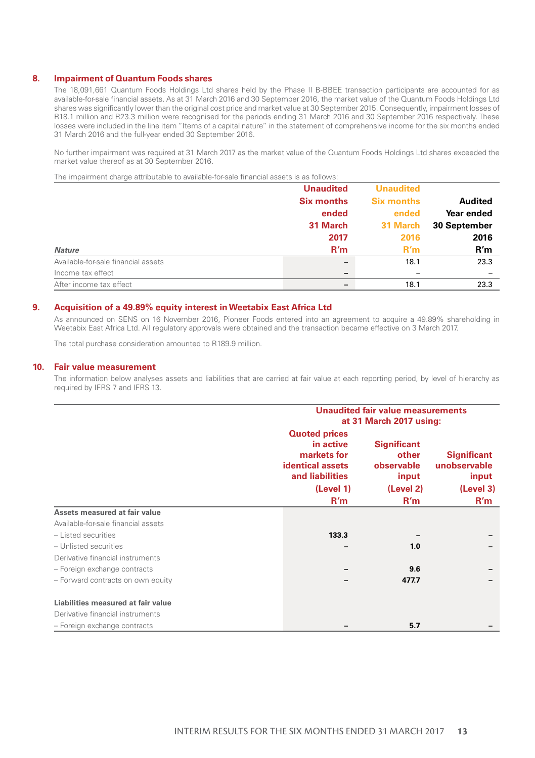## 8. Impairment of Quantum Foods shares

The 18,091,661 Quantum Foods Holdings Ltd shares held by the Phase II B-BBEE transaction participants are accounted for as available-for-sale financial assets. As at 31 March 2016 and 30 September 2016, the market value of the Quantum Foods Holdings Ltd shares was significantly lower than the original cost price and market value at 30 September 2015. Consequently, impairment losses of R18.1 million and R23.3 million were recognised for the periods ending 31 March 2016 and 30 September 2016 respectively. These losses were included in the line item "Items of a capital nature" in the statement of comprehensive income for the six months ended 31 March 2016 and the full-year ended 30 September 2016.

No further impairment was required at 31 March 2017 as the market value of the Quantum Foods Holdings Ltd shares exceeded the market value thereof as at 30 September 2016.

The impairment charge attributable to available-for-sale financial assets is as follows:

| *Nature* | Unaudited Six months ended 31 March 2017 R'm | Unaudited Six months ended 31 March 2016 R'm | Audited Year ended 30 September 2016 R'm |
|---|---|---|---|
| Available-for-sale financial assets | – | 18.1 | 23.3 |
| Income tax effect | – | – | – |
| After income tax effect | – | 18.1 | 23.3 |

## 9. Acquisition of a 49.89% equity interest in Weetabix East Africa Ltd

As announced on SENS on 16 November 2016, Pioneer Foods entered into an agreement to acquire a 49.89% shareholding in Weetabix East Africa Ltd. All regulatory approvals were obtained and the transaction became effective on 3 March 2017.

The total purchase consideration amounted to R189.9 million.

## 10. Fair value measurement

The information below analyses assets and liabilities that are carried at fair value at each reporting period, by level of hierarchy as required by IFRS 7 and IFRS 13.

| | Unaudited fair value measurements at 31 March 2017 using: | | |
|---|---|---|---|
| | Quoted prices in active markets for identical assets and liabilities (Level 1) R'm | Significant other observable input (Level 2) R'm | Significant unobservable input (Level 3) R'm |
| **Assets measured at fair value** | | | |
| Available-for-sale financial assets | | | |
| – Listed securities | **133.3** | – | – |
| – Unlisted securities | – | **1.0** | – |
| Derivative financial instruments | | | |
| – Foreign exchange contracts | – | **9.6** | – |
| – Forward contracts on own equity | – | **477.7** | – |
| **Liabilities measured at fair value** | | | |
| Derivative financial instruments | | | |
| – Foreign exchange contracts | – | **5.7** | – |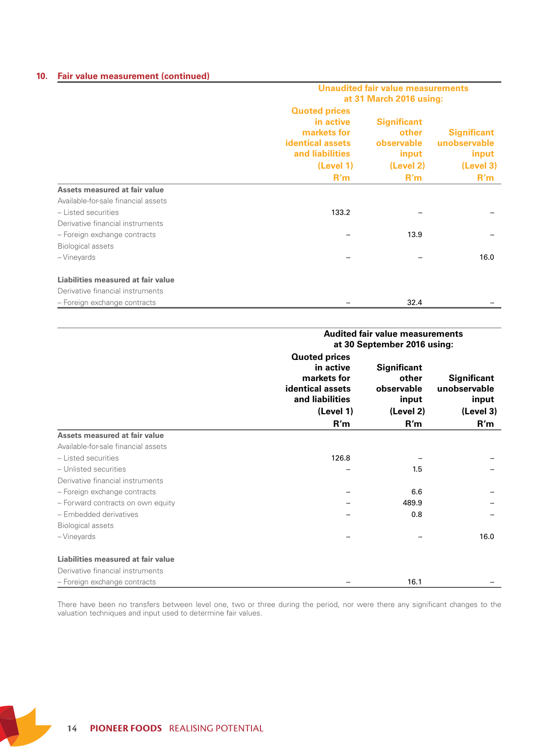## 10. Fair value measurement (continued)

| | Unaudited fair value measurements at 31 March 2016 using: | | |
|---|---|---|---|
| | Quoted prices in active markets for identical assets and liabilities (Level 1) R'm | Significant other observable input (Level 2) R'm | Significant unobservable input (Level 3) R'm |
| **Assets measured at fair value** | | | |
| Available-for-sale financial assets | | | |
| – Listed securities | 133.2 | – | – |
| Derivative financial instruments | | | |
| – Foreign exchange contracts | – | 13.9 | – |
| Biological assets | | | |
| – Vineyards | – | – | 16.0 |
| **Liabilities measured at fair value** | | | |
| Derivative financial instruments | | | |
| – Foreign exchange contracts | – | 32.4 | – |

| | Audited fair value measurements at 30 September 2016 using: | | |
|---|---|---|---|
| | Quoted prices in active markets for identical assets and liabilities (Level 1) R'm | Significant other observable input (Level 2) R'm | Significant unobservable input (Level 3) R'm |
| **Assets measured at fair value** | | | |
| Available-for-sale financial assets | | | |
| – Listed securities | 126.8 | – | – |
| – Unlisted securities | – | 1.5 | – |
| Derivative financial instruments | | | |
| – Foreign exchange contracts | – | 6.6 | – |
| – Forward contracts on own equity | – | 489.9 | – |
| – Embedded derivatives | – | 0.8 | – |
| Biological assets | | | |
| – Vineyards | – | – | 16.0 |
| **Liabilities measured at fair value** | | | |
| Derivative financial instruments | | | |
| – Foreign exchange contracts | – | 16.1 | – |

There have been no transfers between level one, two or three during the period, nor were there any significant changes to the valuation techniques and input used to determine fair values.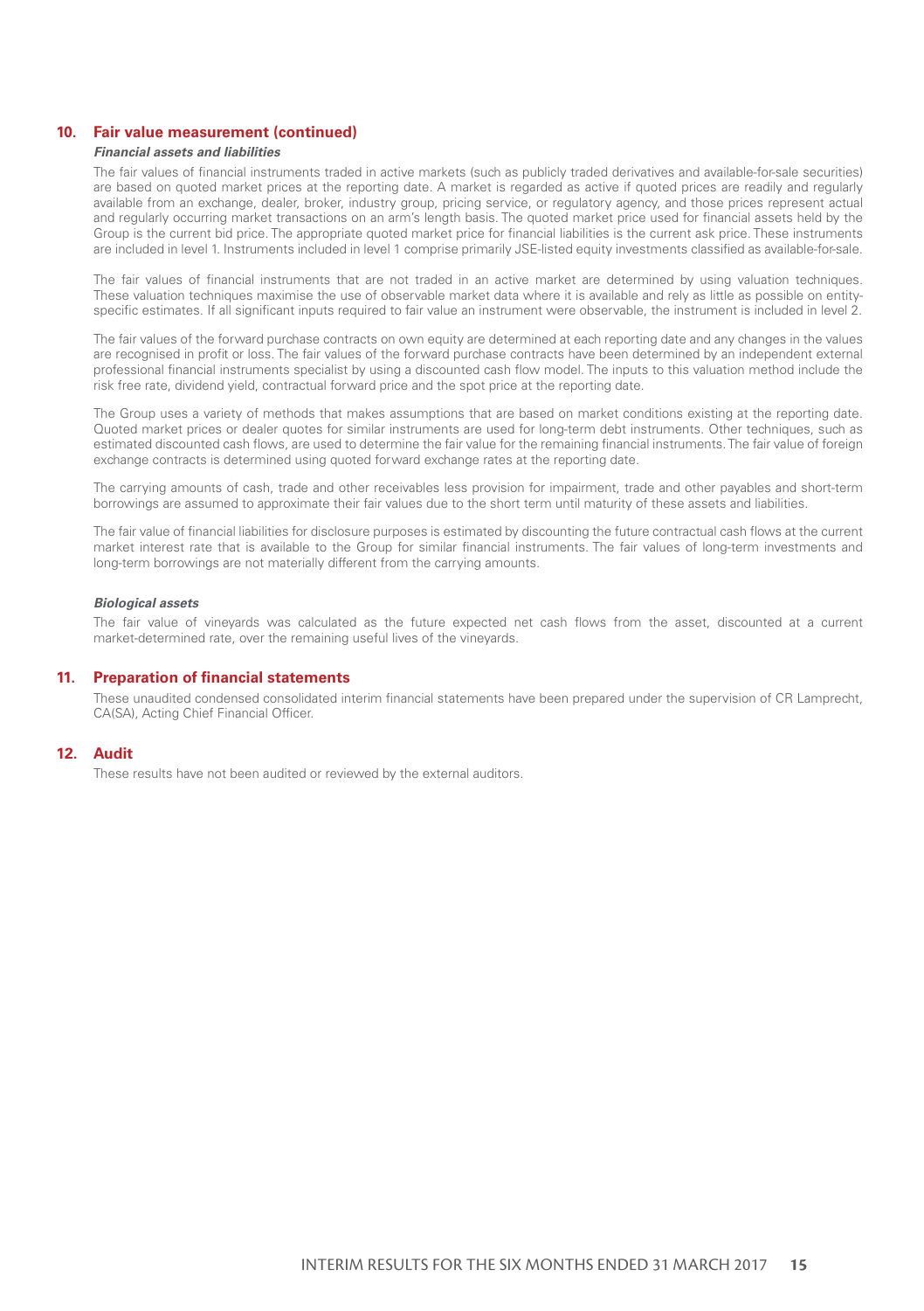## 10. Fair value measurement (continued)

***Financial assets and liabilities***

The fair values of financial instruments traded in active markets (such as publicly traded derivatives and available-for-sale securities) are based on quoted market prices at the reporting date. A market is regarded as active if quoted prices are readily and regularly available from an exchange, dealer, broker, industry group, pricing service, or regulatory agency, and those prices represent actual and regularly occurring market transactions on an arm's length basis. The quoted market price used for financial assets held by the Group is the current bid price. The appropriate quoted market price for financial liabilities is the current ask price. These instruments are included in level 1. Instruments included in level 1 comprise primarily JSE-listed equity investments classified as available-for-sale.

The fair values of financial instruments that are not traded in an active market are determined by using valuation techniques. These valuation techniques maximise the use of observable market data where it is available and rely as little as possible on entity-specific estimates. If all significant inputs required to fair value an instrument were observable, the instrument is included in level 2.

The fair values of the forward purchase contracts on own equity are determined at each reporting date and any changes in the values are recognised in profit or loss. The fair values of the forward purchase contracts have been determined by an independent external professional financial instruments specialist by using a discounted cash flow model. The inputs to this valuation method include the risk free rate, dividend yield, contractual forward price and the spot price at the reporting date.

The Group uses a variety of methods that makes assumptions that are based on market conditions existing at the reporting date. Quoted market prices or dealer quotes for similar instruments are used for long-term debt instruments. Other techniques, such as estimated discounted cash flows, are used to determine the fair value for the remaining financial instruments. The fair value of foreign exchange contracts is determined using quoted forward exchange rates at the reporting date.

The carrying amounts of cash, trade and other receivables less provision for impairment, trade and other payables and short-term borrowings are assumed to approximate their fair values due to the short term until maturity of these assets and liabilities.

The fair value of financial liabilities for disclosure purposes is estimated by discounting the future contractual cash flows at the current market interest rate that is available to the Group for similar financial instruments. The fair values of long-term investments and long-term borrowings are not materially different from the carrying amounts.

***Biological assets***

The fair value of vineyards was calculated as the future expected net cash flows from the asset, discounted at a current market-determined rate, over the remaining useful lives of the vineyards.

## 11. Preparation of financial statements

These unaudited condensed consolidated interim financial statements have been prepared under the supervision of CR Lamprecht, CA(SA), Acting Chief Financial Officer.

## 12. Audit

These results have not been audited or reviewed by the external auditors.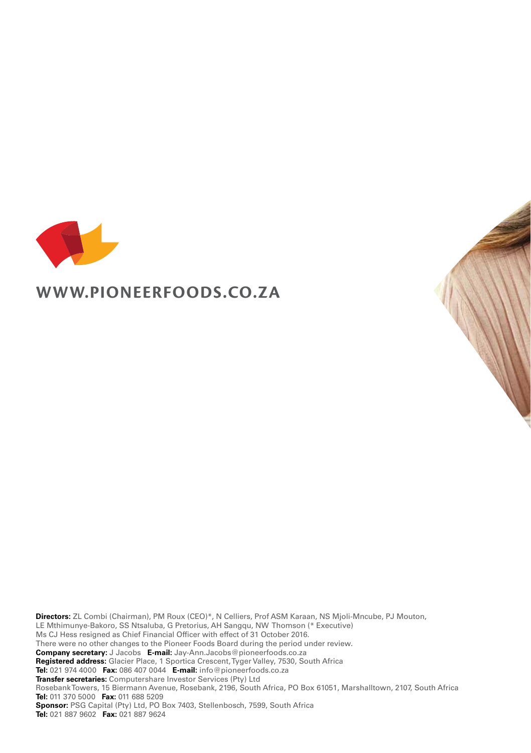WWW.PIONEERFOODS.CO.ZA

**Directors:** ZL Combi (Chairman), PM Roux (CEO)*, N Celliers, Prof ASM Karaan, NS Mjoli-Mncube, PJ Mouton, LE Mthimunye-Bakoro, SS Ntsaluba, G Pretorius, AH Sangqu, NW Thomson (* Executive)
Ms CJ Hess resigned as Chief Financial Officer with effect of 31 October 2016.
There were no other changes to the Pioneer Foods Board during the period under review.
**Company secretary:** J Jacobs **E-mail:** Jay-Ann.Jacobs@pioneerfoods.co.za
**Registered address:** Glacier Place, 1 Sportica Crescent, Tyger Valley, 7530, South Africa
**Tel:** 021 974 4000 **Fax:** 086 407 0044 **E-mail:** info@pioneerfoods.co.za
**Transfer secretaries:** Computershare Investor Services (Pty) Ltd
Rosebank Towers, 15 Biermann Avenue, Rosebank, 2196, South Africa, PO Box 61051, Marshalltown, 2107, South Africa
**Tel:** 011 370 5000 **Fax:** 011 688 5209
**Sponsor:** PSG Capital (Pty) Ltd, PO Box 7403, Stellenbosch, 7599, South Africa
**Tel:** 021 887 9602 **Fax:** 021 887 9624